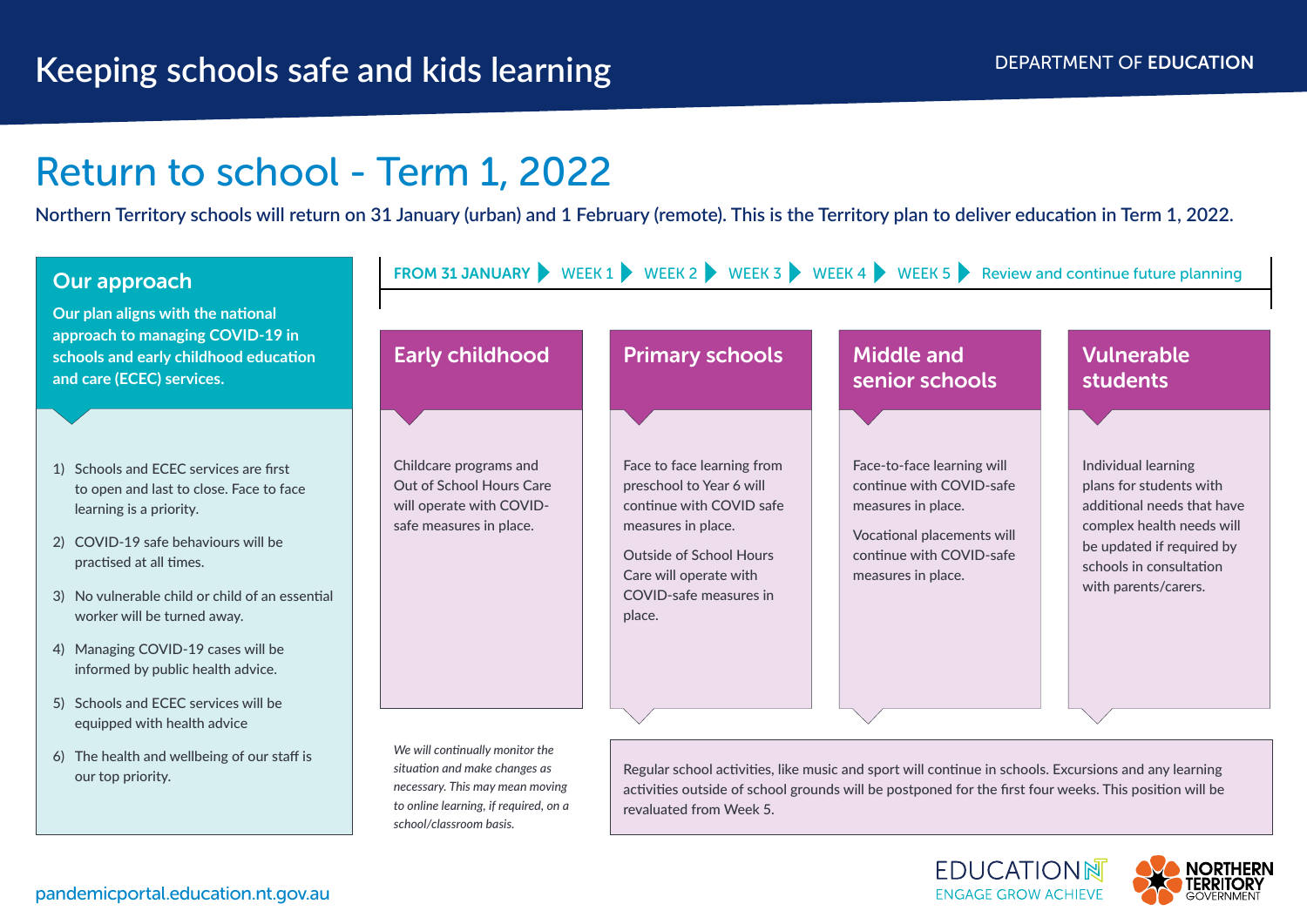# Keeping schools safe and kids learning

DEPARTMENT OF **EDUCATION**

## Return to school - Term 1, 2022

**Northern Territory schools will return on 31 January (urban) and 1 February (remote). This is the Territory plan to deliver education in Term 1, 2022.**

### Our approach

**Our plan aligns with the national approach to managing COVID-19 in schools and early childhood education and care (ECEC) services.**

1) Schools and ECEC services are first to open and last to close. Face to face learning is a priority.
2) COVID-19 safe behaviours will be practised at all times.
3) No vulnerable child or child of an essential worker will be turned away.
4) Managing COVID-19 cases will be informed by public health advice.
5) Schools and ECEC services will be equipped with health advice
6) The health and wellbeing of our staff is our top priority.

**FROM 31 JANUARY** ▶ WEEK 1 ▶ WEEK 2 ▶ WEEK 3 ▶ WEEK 4 ▶ WEEK 5 ▶ Review and continue future planning

### Early childhood

Childcare programs and Out of School Hours Care will operate with COVID-safe measures in place.

### Primary schools

Face to face learning from preschool to Year 6 will continue with COVID safe measures in place.

Outside of School Hours Care will operate with COVID-safe measures in place.

### Middle and senior schools

Face-to-face learning will continue with COVID-safe measures in place.

Vocational placements will continue with COVID-safe measures in place.

### Vulnerable students

Individual learning plans for students with additional needs that have complex health needs will be updated if required by schools in consultation with parents/carers.

*We will continually monitor the situation and make changes as necessary. This may mean moving to online learning, if required, on a school/classroom basis.*

Regular school activities, like music and sport will continue in schools. Excursions and any learning activities outside of school grounds will be postponed for the first four weeks. This position will be revaluated from Week 5.

pandemicportal.education.nt.gov.au

EDUCATION NT — ENGAGE GROW ACHIEVE

NORTHERN TERRITORY GOVERNMENT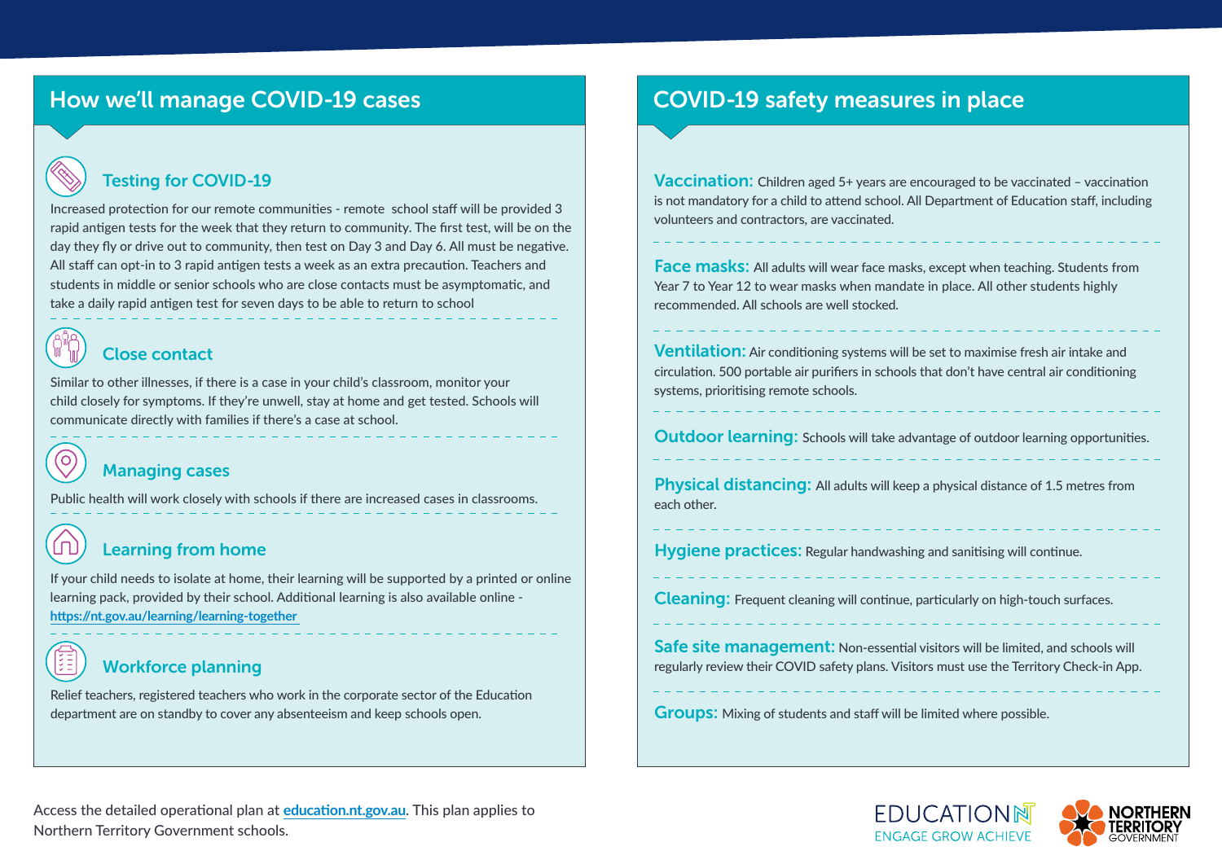## How we'll manage COVID-19 cases

### Testing for COVID-19

Increased protection for our remote communities - remote school staff will be provided 3 rapid antigen tests for the week that they return to community. The first test, will be on the day they fly or drive out to community, then test on Day 3 and Day 6. All must be negative. All staff can opt-in to 3 rapid antigen tests a week as an extra precaution. Teachers and students in middle or senior schools who are close contacts must be asymptomatic, and take a daily rapid antigen test for seven days to be able to return to school

### Close contact

Similar to other illnesses, if there is a case in your child's classroom, monitor your child closely for symptoms. If they're unwell, stay at home and get tested. Schools will communicate directly with families if there's a case at school.

### Managing cases

Public health will work closely with schools if there are increased cases in classrooms.

### Learning from home

If your child needs to isolate at home, their learning will be supported by a printed or online learning pack, provided by their school. Additional learning is also available online - https://nt.gov.au/learning/learning-together

### Workforce planning

Relief teachers, registered teachers who work in the corporate sector of the Education department are on standby to cover any absenteeism and keep schools open.

## COVID-19 safety measures in place

**Vaccination:** Children aged 5+ years are encouraged to be vaccinated – vaccination is not mandatory for a child to attend school. All Department of Education staff, including volunteers and contractors, are vaccinated.

**Face masks:** All adults will wear face masks, except when teaching. Students from Year 7 to Year 12 to wear masks when mandate in place. All other students highly recommended. All schools are well stocked.

**Ventilation:** Air conditioning systems will be set to maximise fresh air intake and circulation. 500 portable air purifiers in schools that don't have central air conditioning systems, prioritising remote schools.

**Outdoor learning:** Schools will take advantage of outdoor learning opportunities.

**Physical distancing:** All adults will keep a physical distance of 1.5 metres from each other.

**Hygiene practices:** Regular handwashing and sanitising will continue.

**Cleaning:** Frequent cleaning will continue, particularly on high-touch surfaces.

**Safe site management:** Non-essential visitors will be limited, and schools will regularly review their COVID safety plans. Visitors must use the Territory Check-in App.

**Groups:** Mixing of students and staff will be limited where possible.

Access the detailed operational plan at education.nt.gov.au. This plan applies to Northern Territory Government schools.

EDUCATION NT
ENGAGE GROW ACHIEVE

NORTHERN TERRITORY GOVERNMENT